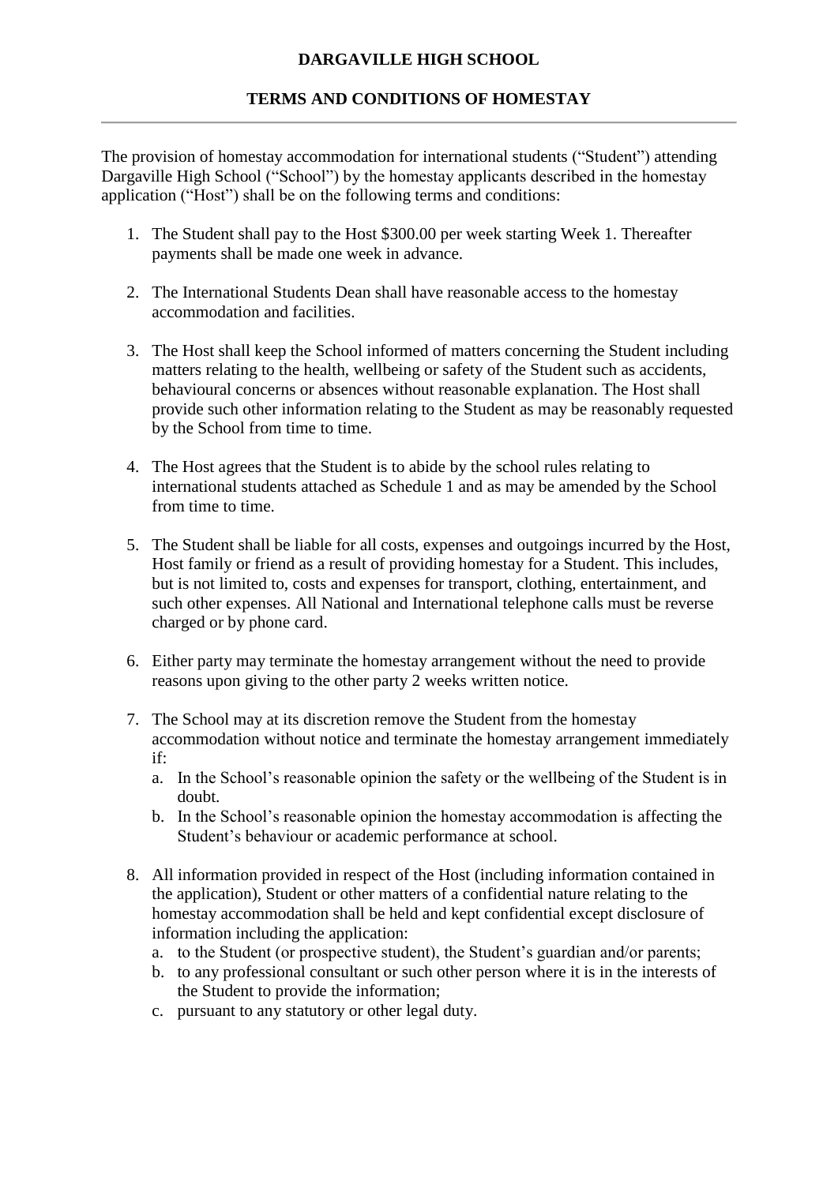# DARGAVILLE HIGH SCHOOL

## TERMS AND CONDITIONS OF HOMESTAY

---

The provision of homestay accommodation for international students ("Student") attending Dargaville High School ("School") by the homestay applicants described in the homestay application ("Host") shall be on the following terms and conditions:

1. The Student shall pay to the Host $300.00 per week starting Week 1. Thereafter payments shall be made one week in advance.

2. The International Students Dean shall have reasonable access to the homestay accommodation and facilities.

3. The Host shall keep the School informed of matters concerning the Student including matters relating to the health, wellbeing or safety of the Student such as accidents, behavioural concerns or absences without reasonable explanation. The Host shall provide such other information relating to the Student as may be reasonably requested by the School from time to time.

4. The Host agrees that the Student is to abide by the school rules relating to international students attached as Schedule 1 and as may be amended by the School from time to time.

5. The Student shall be liable for all costs, expenses and outgoings incurred by the Host, Host family or friend as a result of providing homestay for a Student. This includes, but is not limited to, costs and expenses for transport, clothing, entertainment, and such other expenses. All National and International telephone calls must be reverse charged or by phone card.

6. Either party may terminate the homestay arrangement without the need to provide reasons upon giving to the other party 2 weeks written notice.

7. The School may at its discretion remove the Student from the homestay accommodation without notice and terminate the homestay arrangement immediately if:
   a. In the School's reasonable opinion the safety or the wellbeing of the Student is in doubt.
   b. In the School's reasonable opinion the homestay accommodation is affecting the Student's behaviour or academic performance at school.

8. All information provided in respect of the Host (including information contained in the application), Student or other matters of a confidential nature relating to the homestay accommodation shall be held and kept confidential except disclosure of information including the application:
   a. to the Student (or prospective student), the Student's guardian and/or parents;
   b. to any professional consultant or such other person where it is in the interests of the Student to provide the information;
   c. pursuant to any statutory or other legal duty.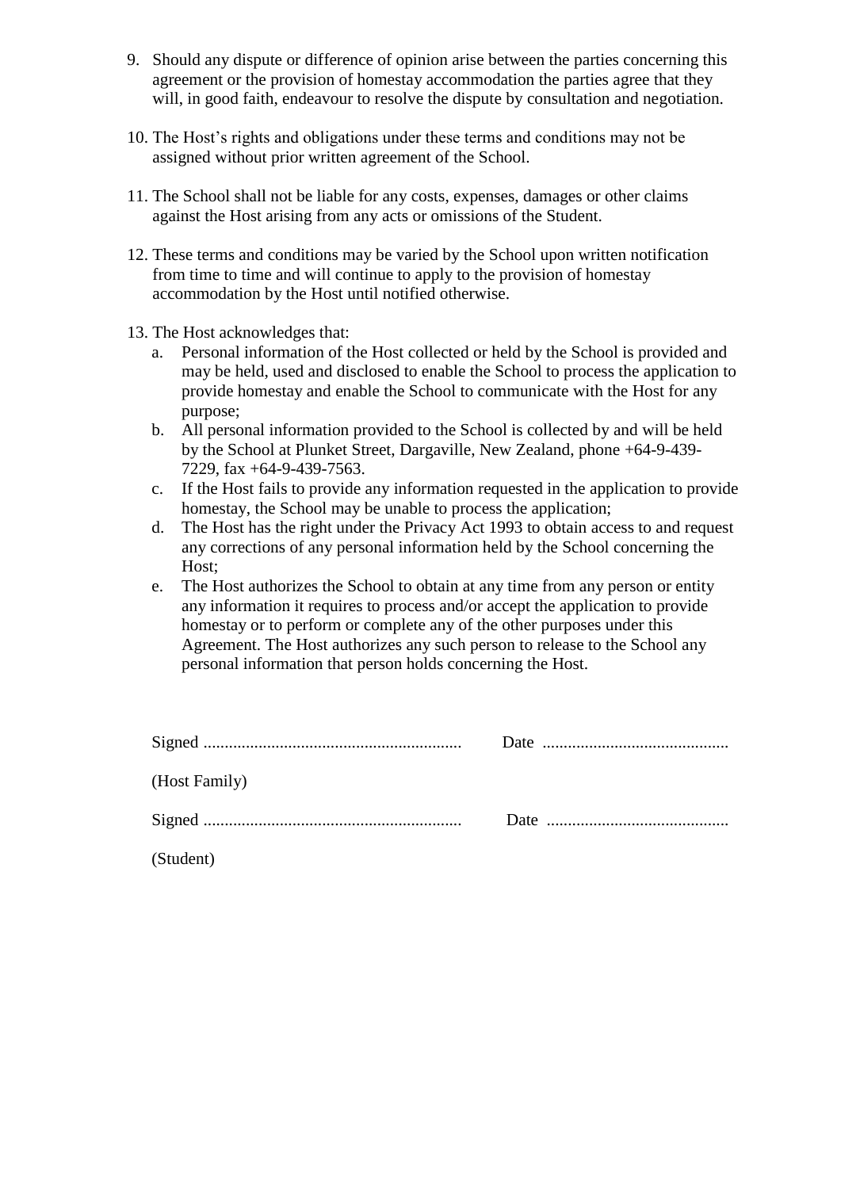9. Should any dispute or difference of opinion arise between the parties concerning this agreement or the provision of homestay accommodation the parties agree that they will, in good faith, endeavour to resolve the dispute by consultation and negotiation.

10. The Host's rights and obligations under these terms and conditions may not be assigned without prior written agreement of the School.

11. The School shall not be liable for any costs, expenses, damages or other claims against the Host arising from any acts or omissions of the Student.

12. These terms and conditions may be varied by the School upon written notification from time to time and will continue to apply to the provision of homestay accommodation by the Host until notified otherwise.

13. The Host acknowledges that:
    a. Personal information of the Host collected or held by the School is provided and may be held, used and disclosed to enable the School to process the application to provide homestay and enable the School to communicate with the Host for any purpose;
    b. All personal information provided to the School is collected by and will be held by the School at Plunket Street, Dargaville, New Zealand, phone +64-9-439-7229, fax +64-9-439-7563.
    c. If the Host fails to provide any information requested in the application to provide homestay, the School may be unable to process the application;
    d. The Host has the right under the Privacy Act 1993 to obtain access to and request any corrections of any personal information held by the School concerning the Host;
    e. The Host authorizes the School to obtain at any time from any person or entity any information it requires to process and/or accept the application to provide homestay or to perform or complete any of the other purposes under this Agreement. The Host authorizes any such person to release to the School any personal information that person holds concerning the Host.

Signed ............................................................ Date ...........................................

(Host Family)

Signed ............................................................ Date ..........................................

(Student)